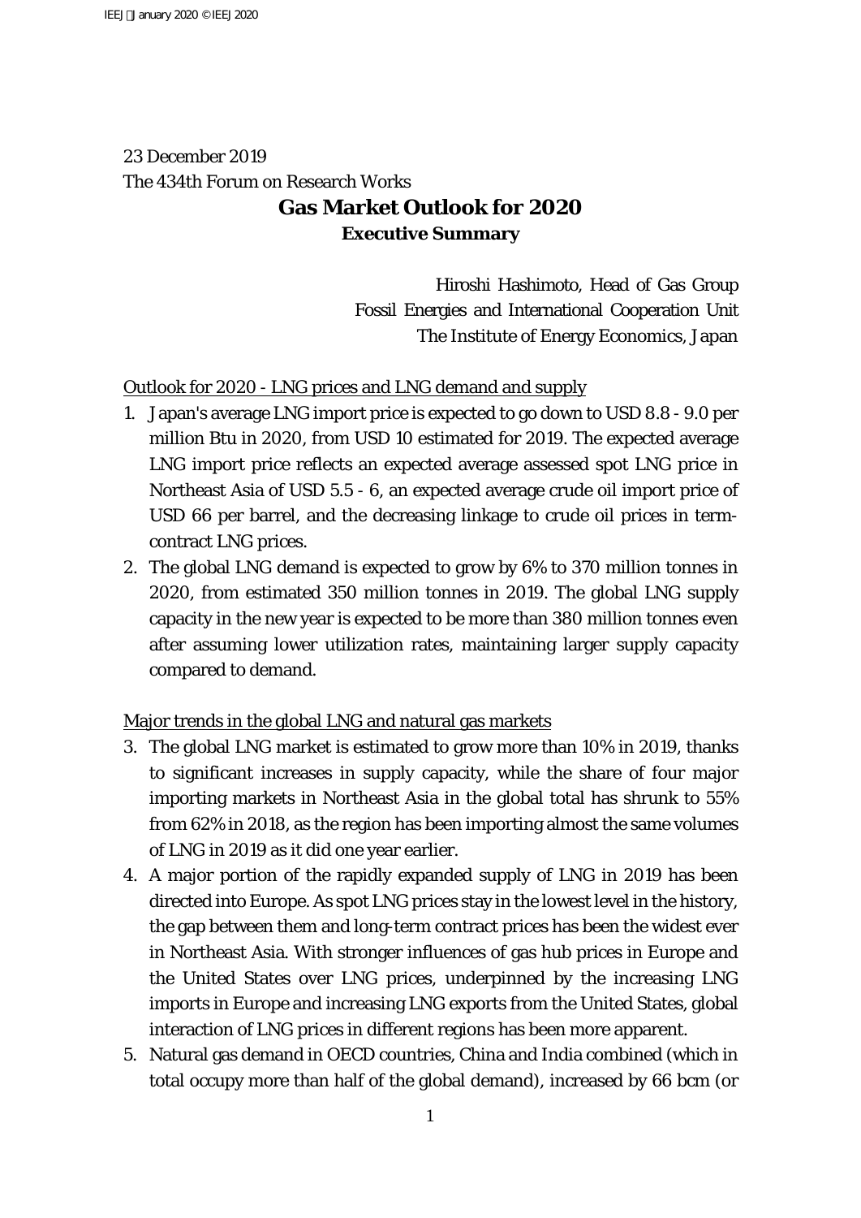23 December 2019
The 434th Forum on Research Works

# Gas Market Outlook for 2020

## Executive Summary

Hiroshi Hashimoto, Head of Gas Group
Fossil Energies and International Cooperation Unit
The Institute of Energy Economics, Japan

<u>Outlook for 2020 - LNG prices and LNG demand and supply</u>

1. Japan's average LNG import price is expected to go down to USD 8.8 - 9.0 per million Btu in 2020, from USD 10 estimated for 2019. The expected average LNG import price reflects an expected average assessed spot LNG price in Northeast Asia of USD 5.5 - 6, an expected average crude oil import price of USD 66 per barrel, and the decreasing linkage to crude oil prices in term-contract LNG prices.
2. The global LNG demand is expected to grow by 6% to 370 million tonnes in 2020, from estimated 350 million tonnes in 2019. The global LNG supply capacity in the new year is expected to be more than 380 million tonnes even after assuming lower utilization rates, maintaining larger supply capacity compared to demand.

<u>Major trends in the global LNG and natural gas markets</u>

3. The global LNG market is estimated to grow more than 10% in 2019, thanks to significant increases in supply capacity, while the share of four major importing markets in Northeast Asia in the global total has shrunk to 55% from 62% in 2018, as the region has been importing almost the same volumes of LNG in 2019 as it did one year earlier.
4. A major portion of the rapidly expanded supply of LNG in 2019 has been directed into Europe. As spot LNG prices stay in the lowest level in the history, the gap between them and long-term contract prices has been the widest ever in Northeast Asia. With stronger influences of gas hub prices in Europe and the United States over LNG prices, underpinned by the increasing LNG imports in Europe and increasing LNG exports from the United States, global interaction of LNG prices in different regions has been more apparent.
5. Natural gas demand in OECD countries, China and India combined (which in total occupy more than half of the global demand), increased by 66 bcm (or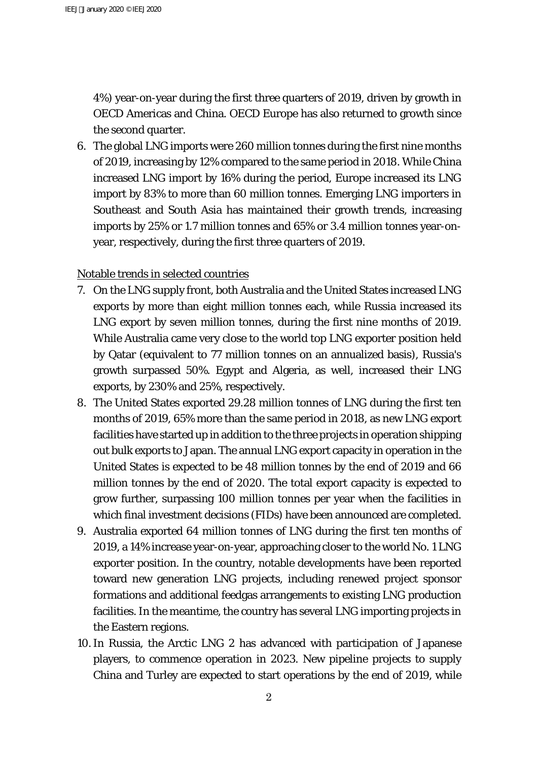4%) year-on-year during the first three quarters of 2019, driven by growth in OECD Americas and China. OECD Europe has also returned to growth since the second quarter.

6. The global LNG imports were 260 million tonnes during the first nine months of 2019, increasing by 12% compared to the same period in 2018. While China increased LNG import by 16% during the period, Europe increased its LNG import by 83% to more than 60 million tonnes. Emerging LNG importers in Southeast and South Asia has maintained their growth trends, increasing imports by 25% or 1.7 million tonnes and 65% or 3.4 million tonnes year-on-year, respectively, during the first three quarters of 2019.

Notable trends in selected countries

7. On the LNG supply front, both Australia and the United States increased LNG exports by more than eight million tonnes each, while Russia increased its LNG export by seven million tonnes, during the first nine months of 2019. While Australia came very close to the world top LNG exporter position held by Qatar (equivalent to 77 million tonnes on an annualized basis), Russia's growth surpassed 50%. Egypt and Algeria, as well, increased their LNG exports, by 230% and 25%, respectively.
8. The United States exported 29.28 million tonnes of LNG during the first ten months of 2019, 65% more than the same period in 2018, as new LNG export facilities have started up in addition to the three projects in operation shipping out bulk exports to Japan. The annual LNG export capacity in operation in the United States is expected to be 48 million tonnes by the end of 2019 and 66 million tonnes by the end of 2020. The total export capacity is expected to grow further, surpassing 100 million tonnes per year when the facilities in which final investment decisions (FIDs) have been announced are completed.
9. Australia exported 64 million tonnes of LNG during the first ten months of 2019, a 14% increase year-on-year, approaching closer to the world No. 1 LNG exporter position. In the country, notable developments have been reported toward new generation LNG projects, including renewed project sponsor formations and additional feedgas arrangements to existing LNG production facilities. In the meantime, the country has several LNG importing projects in the Eastern regions.
10. In Russia, the Arctic LNG 2 has advanced with participation of Japanese players, to commence operation in 2023. New pipeline projects to supply China and Turley are expected to start operations by the end of 2019, while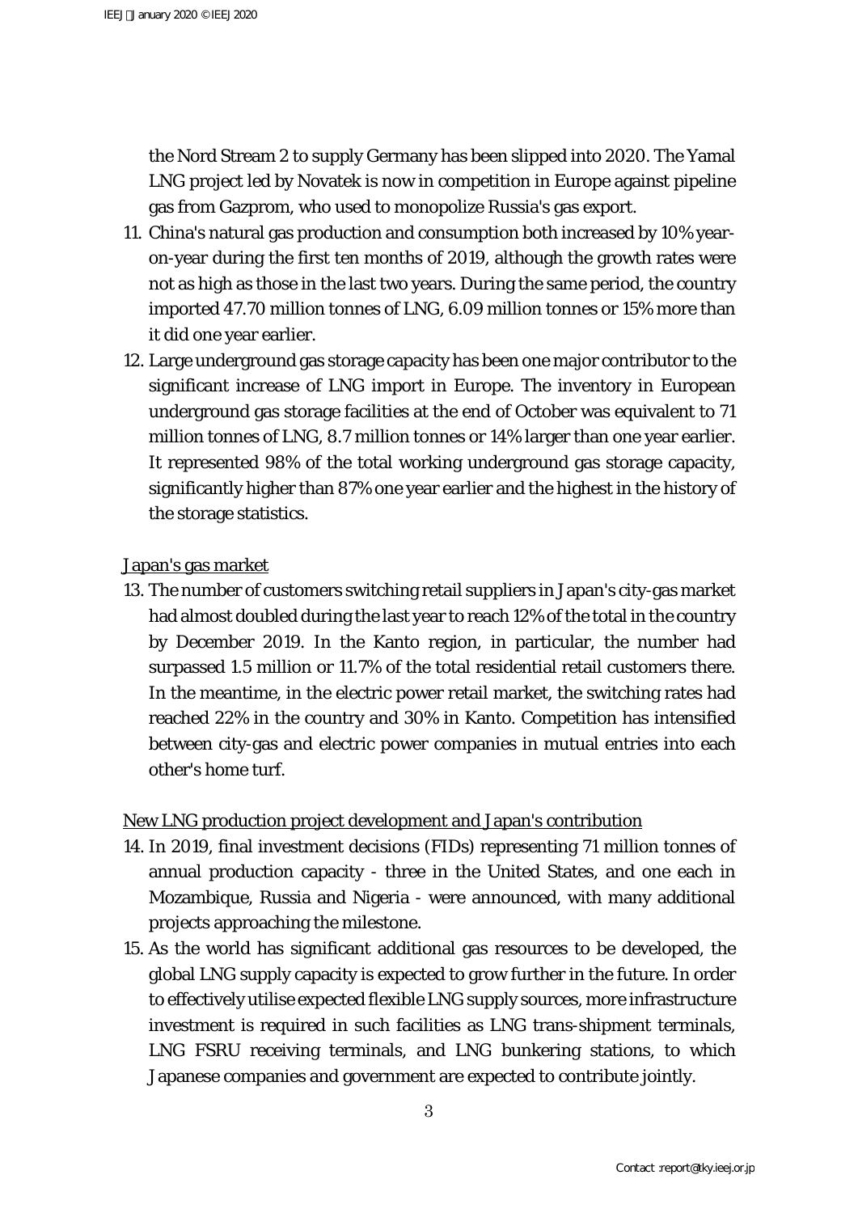the Nord Stream 2 to supply Germany has been slipped into 2020. The Yamal LNG project led by Novatek is now in competition in Europe against pipeline gas from Gazprom, who used to monopolize Russia's gas export.

11. China's natural gas production and consumption both increased by 10% year-on-year during the first ten months of 2019, although the growth rates were not as high as those in the last two years. During the same period, the country imported 47.70 million tonnes of LNG, 6.09 million tonnes or 15% more than it did one year earlier.
12. Large underground gas storage capacity has been one major contributor to the significant increase of LNG import in Europe. The inventory in European underground gas storage facilities at the end of October was equivalent to 71 million tonnes of LNG, 8.7 million tonnes or 14% larger than one year earlier. It represented 98% of the total working underground gas storage capacity, significantly higher than 87% one year earlier and the highest in the history of the storage statistics.

<u>Japan's gas market</u>

13. The number of customers switching retail suppliers in Japan's city-gas market had almost doubled during the last year to reach 12% of the total in the country by December 2019. In the Kanto region, in particular, the number had surpassed 1.5 million or 11.7% of the total residential retail customers there. In the meantime, in the electric power retail market, the switching rates had reached 22% in the country and 30% in Kanto. Competition has intensified between city-gas and electric power companies in mutual entries into each other's home turf.

<u>New LNG production project development and Japan's contribution</u>

14. In 2019, final investment decisions (FIDs) representing 71 million tonnes of annual production capacity - three in the United States, and one each in Mozambique, Russia and Nigeria - were announced, with many additional projects approaching the milestone.
15. As the world has significant additional gas resources to be developed, the global LNG supply capacity is expected to grow further in the future. In order to effectively utilise expected flexible LNG supply sources, more infrastructure investment is required in such facilities as LNG trans-shipment terminals, LNG FSRU receiving terminals, and LNG bunkering stations, to which Japanese companies and government are expected to contribute jointly.